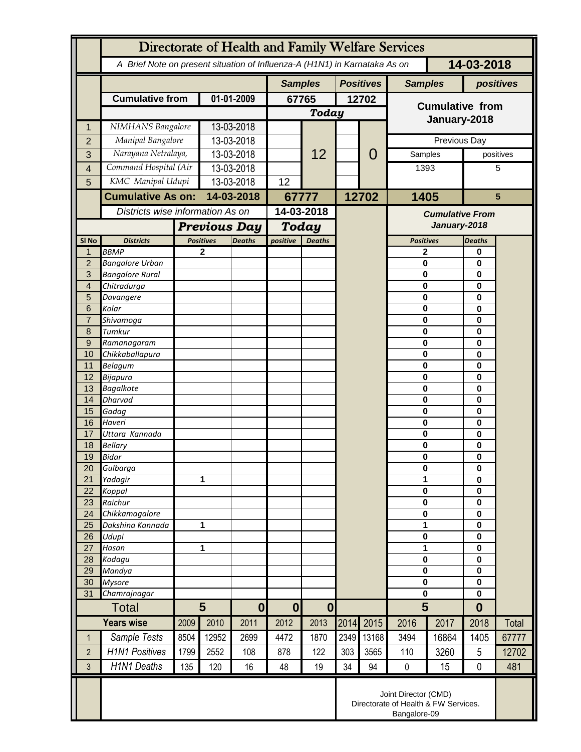# Directorate of Health and Family Welfare Services

*A Brief Note on present situation of Influenza-A (H1N1) in Karnataka As on* **14-03-2018**

| | | | Samples | | Positives | | Samples | positives |
|---|---|---|---|---|---|---|---|---|
| | **Cumulative from** | **01-01-2009** | **67765** | | **12702** | | **Cumulative from January-2018** | |
| | | | ***Today*** | | | | | |
| 1 | *NIMHANS Bangalore* | 13-03-2018 | | 12 | | 0 | | |
| 2 | *Manipal Bangalore* | 13-03-2018 | | | | | Previous Day | |
| 3 | *Narayana Netralaya,* | 13-03-2018 | | | | | Samples | positives |
| 4 | *Command Hospital (Air* | 13-03-2018 | | | | | 1393 | 5 |
| 5 | *KMC Manipal Udupi* | 13-03-2018 | 12 | | | | | |
| | **Cumulative As on:** | **14-03-2018** | **67777** | | **12702** | | **1405** | **5** |

*Districts wise information As on* **14-03-2018**

| Sl No | Districts | Previous Day Positives | Previous Day Deaths | Today positive | Today Deaths | Cumulative From January-2018 Positives | Cumulative From January-2018 Deaths |
|---|---|---|---|---|---|---|---|
| 1 | BBMP | 2 | | | | 2 | 0 |
| 2 | Bangalore Urban | | | | | 0 | 0 |
| 3 | Bangalore Rural | | | | | 0 | 0 |
| 4 | Chitradurga | | | | | 0 | 0 |
| 5 | Davangere | | | | | 0 | 0 |
| 6 | Kolar | | | | | 0 | 0 |
| 7 | Shivamoga | | | | | 0 | 0 |
| 8 | Tumkur | | | | | 0 | 0 |
| 9 | Ramanagaram | | | | | 0 | 0 |
| 10 | Chikkaballapura | | | | | 0 | 0 |
| 11 | Belagum | | | | | 0 | 0 |
| 12 | Bijapura | | | | | 0 | 0 |
| 13 | Bagalkote | | | | | 0 | 0 |
| 14 | Dharvad | | | | | 0 | 0 |
| 15 | Gadag | | | | | 0 | 0 |
| 16 | Haveri | | | | | 0 | 0 |
| 17 | Uttara Kannada | | | | | 0 | 0 |
| 18 | Bellary | | | | | 0 | 0 |
| 19 | Bidar | | | | | 0 | 0 |
| 20 | Gulbarga | | | | | 0 | 0 |
| 21 | Yadagir | 1 | | | | 1 | 0 |
| 22 | Koppal | | | | | 0 | 0 |
| 23 | Raichur | | | | | 0 | 0 |
| 24 | Chikkamagalore | | | | | 0 | 0 |
| 25 | Dakshina Kannada | 1 | | | | 1 | 0 |
| 26 | Udupi | | | | | 0 | 0 |
| 27 | Hasan | 1 | | | | 1 | 0 |
| 28 | Kodagu | | | | | 0 | 0 |
| 29 | Mandya | | | | | 0 | 0 |
| 30 | Mysore | | | | | 0 | 0 |
| 31 | Chamrajnagar | | | | | 0 | 0 |
| | **Total** | **5** | **0** | **0** | **0** | **5** | **0** |

| | Years wise | 2009 | 2010 | 2011 | 2012 | 2013 | 2014 | 2015 | 2016 | 2017 | 2018 | Total |
|---|---|---|---|---|---|---|---|---|---|---|---|---|
| 1 | *Sample Tests* | 8504 | 12952 | 2699 | 4472 | 1870 | 2349 | 13168 | 3494 | 16864 | 1405 | 67777 |
| 2 | *H1N1 Positives* | 1799 | 2552 | 108 | 878 | 122 | 303 | 3565 | 110 | 3260 | 5 | 12702 |
| 3 | *H1N1 Deaths* | 135 | 120 | 16 | 48 | 19 | 34 | 94 | 0 | 15 | 0 | 481 |

Joint Director (CMD)
Directorate of Health & FW Services.
Bangalore-09